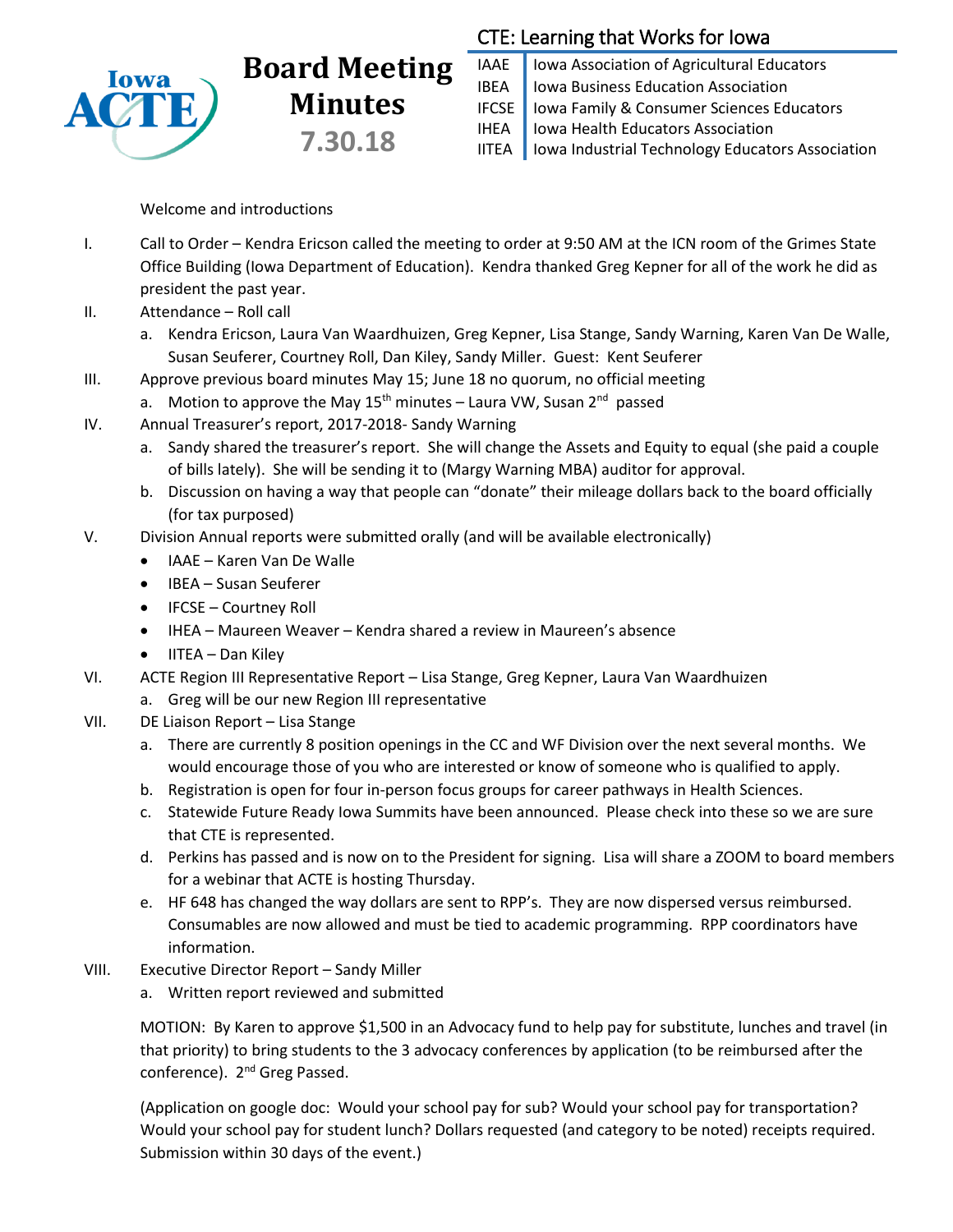# Board Meeting Minutes

**7.30.18**

## CTE: Learning that Works for Iowa

| | |
|---|---|
| IAAE | Iowa Association of Agricultural Educators |
| IBEA | Iowa Business Education Association |
| IFCSE | Iowa Family & Consumer Sciences Educators |
| IHEA | Iowa Health Educators Association |
| IITEA | Iowa Industrial Technology Educators Association |

Welcome and introductions

I. Call to Order – Kendra Ericson called the meeting to order at 9:50 AM at the ICN room of the Grimes State Office Building (Iowa Department of Education). Kendra thanked Greg Kepner for all of the work he did as president the past year.

II. Attendance – Roll call
   a. Kendra Ericson, Laura Van Waardhuizen, Greg Kepner, Lisa Stange, Sandy Warning, Karen Van De Walle, Susan Seuferer, Courtney Roll, Dan Kiley, Sandy Miller. Guest: Kent Seuferer

III. Approve previous board minutes May 15; June 18 no quorum, no official meeting
   a. Motion to approve the May 15th minutes – Laura VW, Susan 2nd passed

IV. Annual Treasurer's report, 2017-2018- Sandy Warning
   a. Sandy shared the treasurer's report. She will change the Assets and Equity to equal (she paid a couple of bills lately). She will be sending it to (Margy Warning MBA) auditor for approval.
   b. Discussion on having a way that people can "donate" their mileage dollars back to the board officially (for tax purposed)

V. Division Annual reports were submitted orally (and will be available electronically)
   - IAAE – Karen Van De Walle
   - IBEA – Susan Seuferer
   - IFCSE – Courtney Roll
   - IHEA – Maureen Weaver – Kendra shared a review in Maureen's absence
   - IITEA – Dan Kiley

VI. ACTE Region III Representative Report – Lisa Stange, Greg Kepner, Laura Van Waardhuizen
   a. Greg will be our new Region III representative

VII. DE Liaison Report – Lisa Stange
   a. There are currently 8 position openings in the CC and WF Division over the next several months. We would encourage those of you who are interested or know of someone who is qualified to apply.
   b. Registration is open for four in-person focus groups for career pathways in Health Sciences.
   c. Statewide Future Ready Iowa Summits have been announced. Please check into these so we are sure that CTE is represented.
   d. Perkins has passed and is now on to the President for signing. Lisa will share a ZOOM to board members for a webinar that ACTE is hosting Thursday.
   e. HF 648 has changed the way dollars are sent to RPP's. They are now dispersed versus reimbursed. Consumables are now allowed and must be tied to academic programming. RPP coordinators have information.

VIII. Executive Director Report – Sandy Miller
   a. Written report reviewed and submitted

MOTION: By Karen to approve $1,500 in an Advocacy fund to help pay for substitute, lunches and travel (in that priority) to bring students to the 3 advocacy conferences by application (to be reimbursed after the conference). 2nd Greg Passed.

(Application on google doc: Would your school pay for sub? Would your school pay for transportation? Would your school pay for student lunch? Dollars requested (and category to be noted) receipts required. Submission within 30 days of the event.)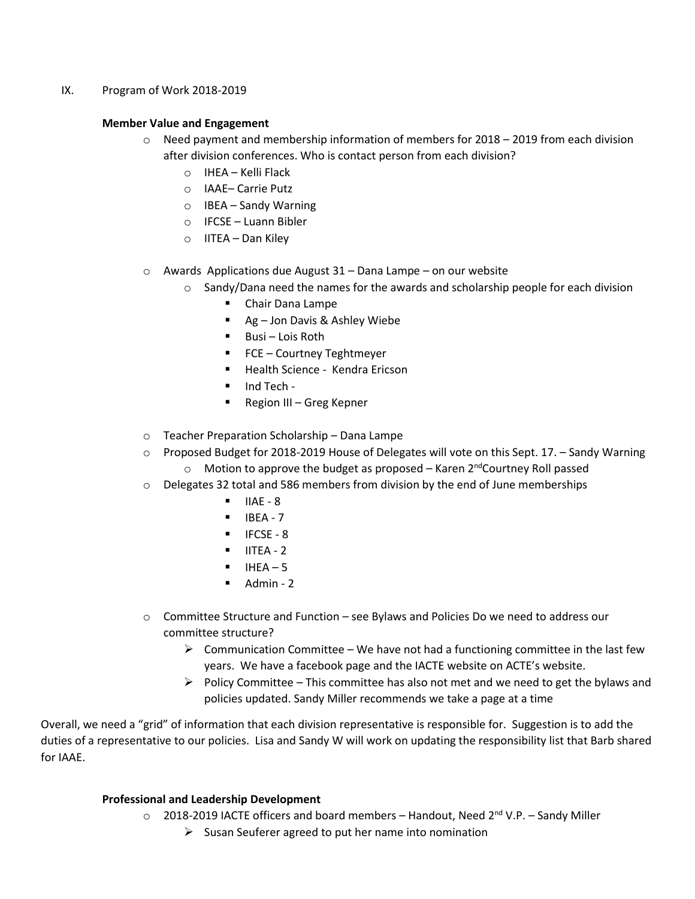IX. Program of Work 2018-2019

**Member Value and Engagement**

- Need payment and membership information of members for 2018 – 2019 from each division after division conferences. Who is contact person from each division?
  - IHEA – Kelli Flack
  - IAAE– Carrie Putz
  - IBEA – Sandy Warning
  - IFCSE – Luann Bibler
  - IITEA – Dan Kiley
- Awards Applications due August 31 – Dana Lampe – on our website
  - Sandy/Dana need the names for the awards and scholarship people for each division
    - Chair Dana Lampe
    - Ag – Jon Davis & Ashley Wiebe
    - Busi – Lois Roth
    - FCE – Courtney Teghtmeyer
    - Health Science - Kendra Ericson
    - Ind Tech -
    - Region III – Greg Kepner
- Teacher Preparation Scholarship – Dana Lampe
- Proposed Budget for 2018-2019 House of Delegates will vote on this Sept. 17. – Sandy Warning
  - Motion to approve the budget as proposed – Karen 2nd Courtney Roll passed
- Delegates 32 total and 586 members from division by the end of June memberships
  - IIAE - 8
  - IBEA - 7
  - IFCSE - 8
  - IITEA - 2
  - IHEA – 5
  - Admin - 2
- Committee Structure and Function – see Bylaws and Policies Do we need to address our committee structure?
  - Communication Committee – We have not had a functioning committee in the last few years. We have a facebook page and the IACTE website on ACTE's website.
  - Policy Committee – This committee has also not met and we need to get the bylaws and policies updated. Sandy Miller recommends we take a page at a time

Overall, we need a "grid" of information that each division representative is responsible for. Suggestion is to add the duties of a representative to our policies. Lisa and Sandy W will work on updating the responsibility list that Barb shared for IAAE.

**Professional and Leadership Development**

- 2018-2019 IACTE officers and board members – Handout, Need 2nd V.P. – Sandy Miller
  - Susan Seuferer agreed to put her name into nomination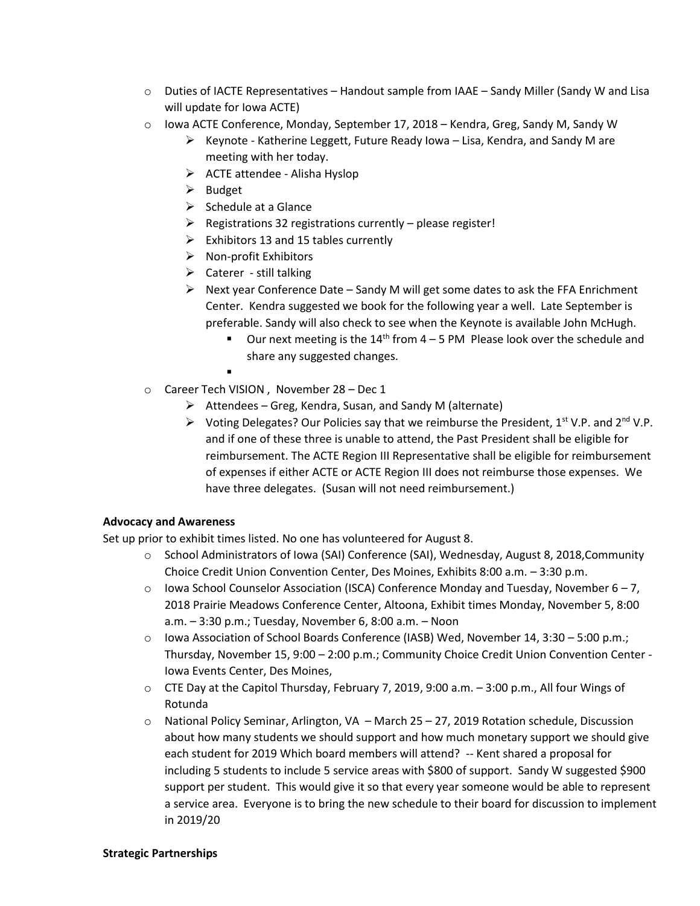- Duties of IACTE Representatives – Handout sample from IAAE – Sandy Miller (Sandy W and Lisa will update for Iowa ACTE)
- Iowa ACTE Conference, Monday, September 17, 2018 – Kendra, Greg, Sandy M, Sandy W
  - Keynote - Katherine Leggett, Future Ready Iowa – Lisa, Kendra, and Sandy M are meeting with her today.
  - ACTE attendee - Alisha Hyslop
  - Budget
  - Schedule at a Glance
  - Registrations 32 registrations currently – please register!
  - Exhibitors 13 and 15 tables currently
  - Non-profit Exhibitors
  - Caterer - still talking
  - Next year Conference Date – Sandy M will get some dates to ask the FFA Enrichment Center. Kendra suggested we book for the following year a well. Late September is preferable. Sandy will also check to see when the Keynote is available John McHugh.
    - Our next meeting is the 14th from 4 – 5 PM Please look over the schedule and share any suggested changes.
    - 
- Career Tech VISION , November 28 – Dec 1
  - Attendees – Greg, Kendra, Susan, and Sandy M (alternate)
  - Voting Delegates? Our Policies say that we reimburse the President, 1st V.P. and 2nd V.P. and if one of these three is unable to attend, the Past President shall be eligible for reimbursement. The ACTE Region III Representative shall be eligible for reimbursement of expenses if either ACTE or ACTE Region III does not reimburse those expenses. We have three delegates. (Susan will not need reimbursement.)

**Advocacy and Awareness**

Set up prior to exhibit times listed. No one has volunteered for August 8.

- School Administrators of Iowa (SAI) Conference (SAI), Wednesday, August 8, 2018,Community Choice Credit Union Convention Center, Des Moines, Exhibits 8:00 a.m. – 3:30 p.m.
- Iowa School Counselor Association (ISCA) Conference Monday and Tuesday, November 6 – 7, 2018 Prairie Meadows Conference Center, Altoona, Exhibit times Monday, November 5, 8:00 a.m. – 3:30 p.m.; Tuesday, November 6, 8:00 a.m. – Noon
- Iowa Association of School Boards Conference (IASB) Wed, November 14, 3:30 – 5:00 p.m.; Thursday, November 15, 9:00 – 2:00 p.m.; Community Choice Credit Union Convention Center - Iowa Events Center, Des Moines,
- CTE Day at the Capitol Thursday, February 7, 2019, 9:00 a.m. – 3:00 p.m., All four Wings of Rotunda
- National Policy Seminar, Arlington, VA – March 25 – 27, 2019 Rotation schedule, Discussion about how many students we should support and how much monetary support we should give each student for 2019 Which board members will attend? -- Kent shared a proposal for including 5 students to include 5 service areas with $800 of support. Sandy W suggested $900 support per student. This would give it so that every year someone would be able to represent a service area. Everyone is to bring the new schedule to their board for discussion to implement in 2019/20

**Strategic Partnerships**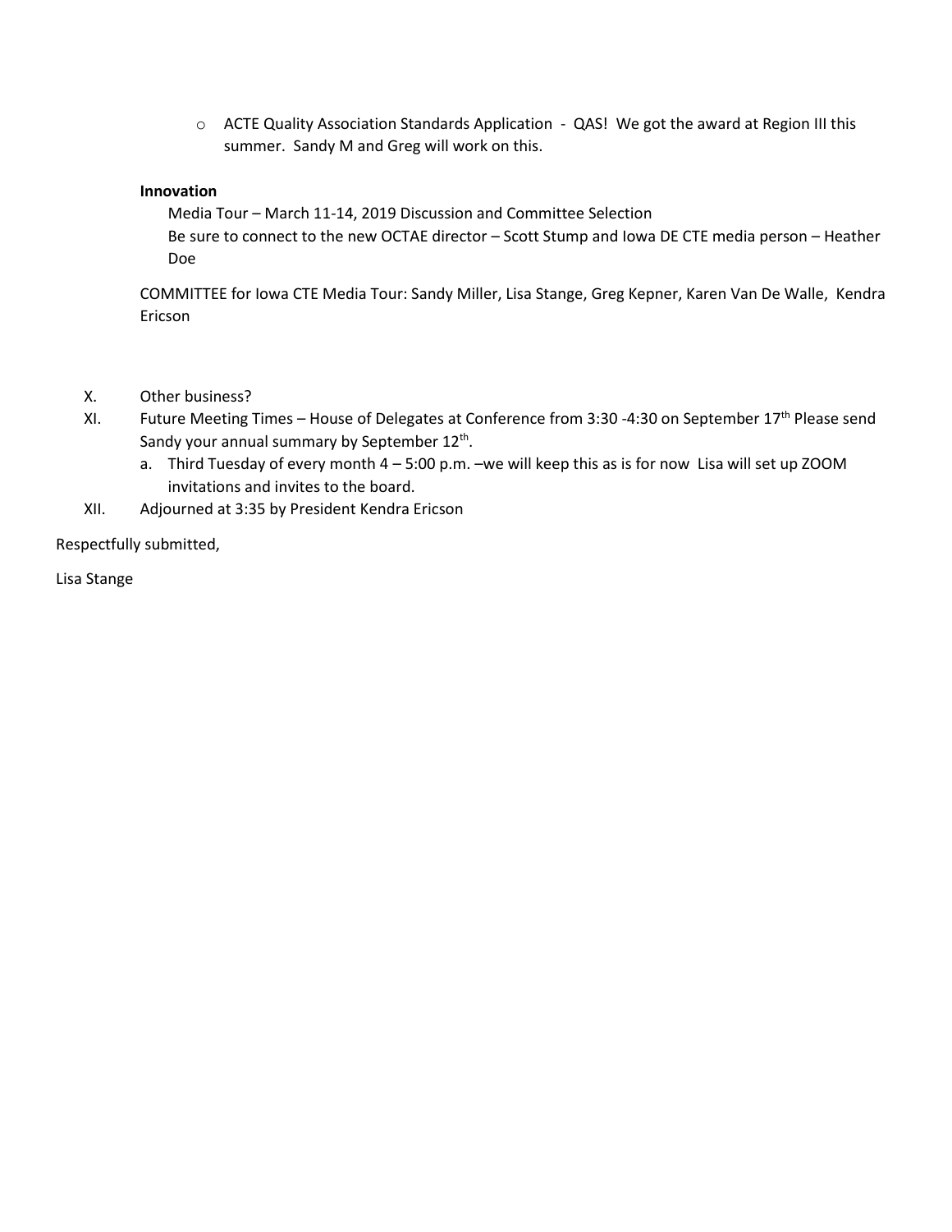- ACTE Quality Association Standards Application - QAS! We got the award at Region III this summer. Sandy M and Greg will work on this.

**Innovation**

Media Tour – March 11-14, 2019 Discussion and Committee Selection
Be sure to connect to the new OCTAE director – Scott Stump and Iowa DE CTE media person – Heather Doe

COMMITTEE for Iowa CTE Media Tour: Sandy Miller, Lisa Stange, Greg Kepner, Karen Van De Walle, Kendra Ericson

X. Other business?

XI. Future Meeting Times – House of Delegates at Conference from 3:30 -4:30 on September 17th Please send Sandy your annual summary by September 12th.

   a. Third Tuesday of every month 4 – 5:00 p.m. –we will keep this as is for now Lisa will set up ZOOM invitations and invites to the board.

XII. Adjourned at 3:35 by President Kendra Ericson

Respectfully submitted,

Lisa Stange